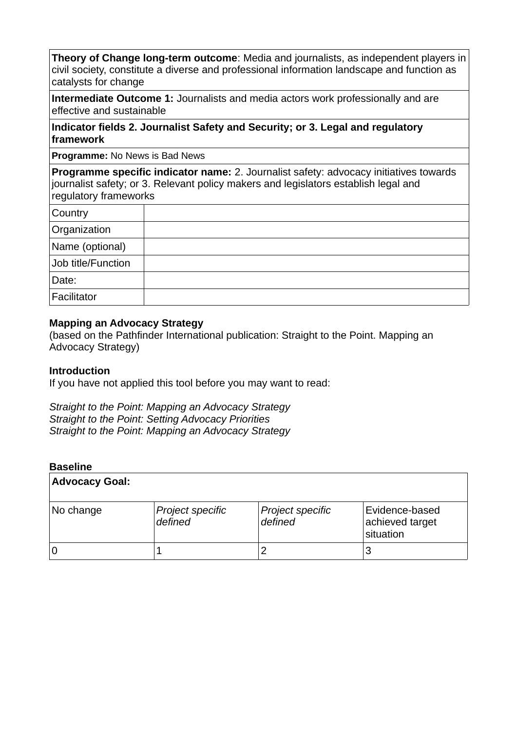| **Theory of Change long-term outcome**: Media and journalists, as independent players in civil society, constitute a diverse and professional information landscape and function as catalysts for change | |
|---|---|
| **Intermediate Outcome 1:** Journalists and media actors work professionally and are effective and sustainable | |
| **Indicator fields 2. Journalist Safety and Security; or 3. Legal and regulatory framework** | |
| **Programme:** No News is Bad News | |
| **Programme specific indicator name:** 2. Journalist safety: advocacy initiatives towards journalist safety; or 3. Relevant policy makers and legislators establish legal and regulatory frameworks | |
| Country | |
| Organization | |
| Name (optional) | |
| Job title/Function | |
| Date: | |
| Facilitator | |

**Mapping an Advocacy Strategy**
(based on the Pathfinder International publication: Straight to the Point. Mapping an Advocacy Strategy)

**Introduction**
If you have not applied this tool before you may want to read:

*Straight to the Point: Mapping an Advocacy Strategy*
*Straight to the Point: Setting Advocacy Priorities*
*Straight to the Point: Mapping an Advocacy Strategy*

**Baseline**

| **Advocacy Goal:** | | | |
|---|---|---|---|
| No change | *Project specific defined* | *Project specific defined* | Evidence-based achieved target situation |
| 0 | 1 | 2 | 3 |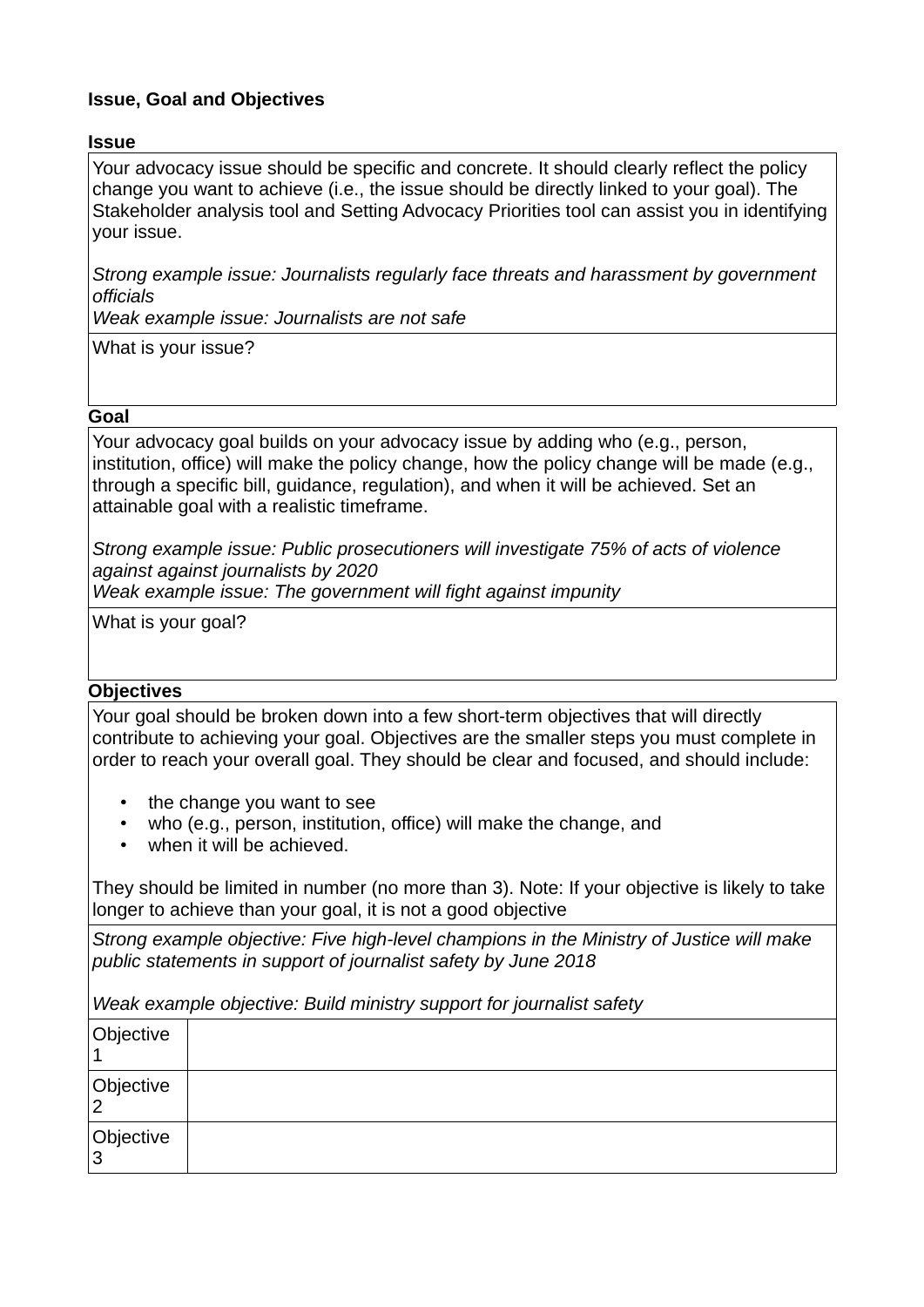**Issue, Goal and Objectives**

**Issue**

| Your advocacy issue should be specific and concrete. It should clearly reflect the policy change you want to achieve (i.e., the issue should be directly linked to your goal). The Stakeholder analysis tool and Setting Advocacy Priorities tool can assist you in identifying your issue.<br><br>*Strong example issue: Journalists regularly face threats and harassment by government officials*<br>*Weak example issue: Journalists are not safe* |
|---|
| What is your issue? |

**Goal**

| Your advocacy goal builds on your advocacy issue by adding who (e.g., person, institution, office) will make the policy change, how the policy change will be made (e.g., through a specific bill, guidance, regulation), and when it will be achieved. Set an attainable goal with a realistic timeframe.<br><br>*Strong example issue: Public prosecutioners will investigate 75% of acts of violence against against journalists by 2020*<br>*Weak example issue: The government will fight against impunity* |
|---|
| What is your goal? |

**Objectives**

| Your goal should be broken down into a few short-term objectives that will directly contribute to achieving your goal. Objectives are the smaller steps you must complete in order to reach your overall goal. They should be clear and focused, and should include:<br><br>• the change you want to see<br>• who (e.g., person, institution, office) will make the change, and<br>• when it will be achieved.<br><br>They should be limited in number (no more than 3). Note: If your objective is likely to take longer to achieve than your goal, it is not a good objective | |
|---|---|
| *Strong example objective: Five high-level champions in the Ministry of Justice will make public statements in support of journalist safety by June 2018*<br><br>*Weak example objective: Build ministry support for journalist safety* | |
| Objective 1 | |
| Objective 2 | |
| Objective 3 | |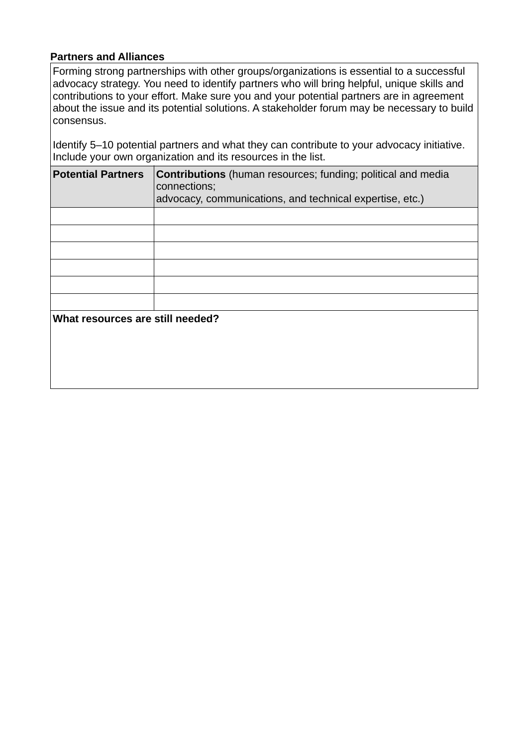**Partners and Alliances**

Forming strong partnerships with other groups/organizations is essential to a successful advocacy strategy. You need to identify partners who will bring helpful, unique skills and contributions to your effort. Make sure you and your potential partners are in agreement about the issue and its potential solutions. A stakeholder forum may be necessary to build consensus.

Identify 5–10 potential partners and what they can contribute to your advocacy initiative. Include your own organization and its resources in the list.

| **Potential Partners** | **Contributions** (human resources; funding; political and media connections; advocacy, communications, and technical expertise, etc.) |
|---|---|
| | |
| | |
| | |
| | |
| | |
| | |

**What resources are still needed?**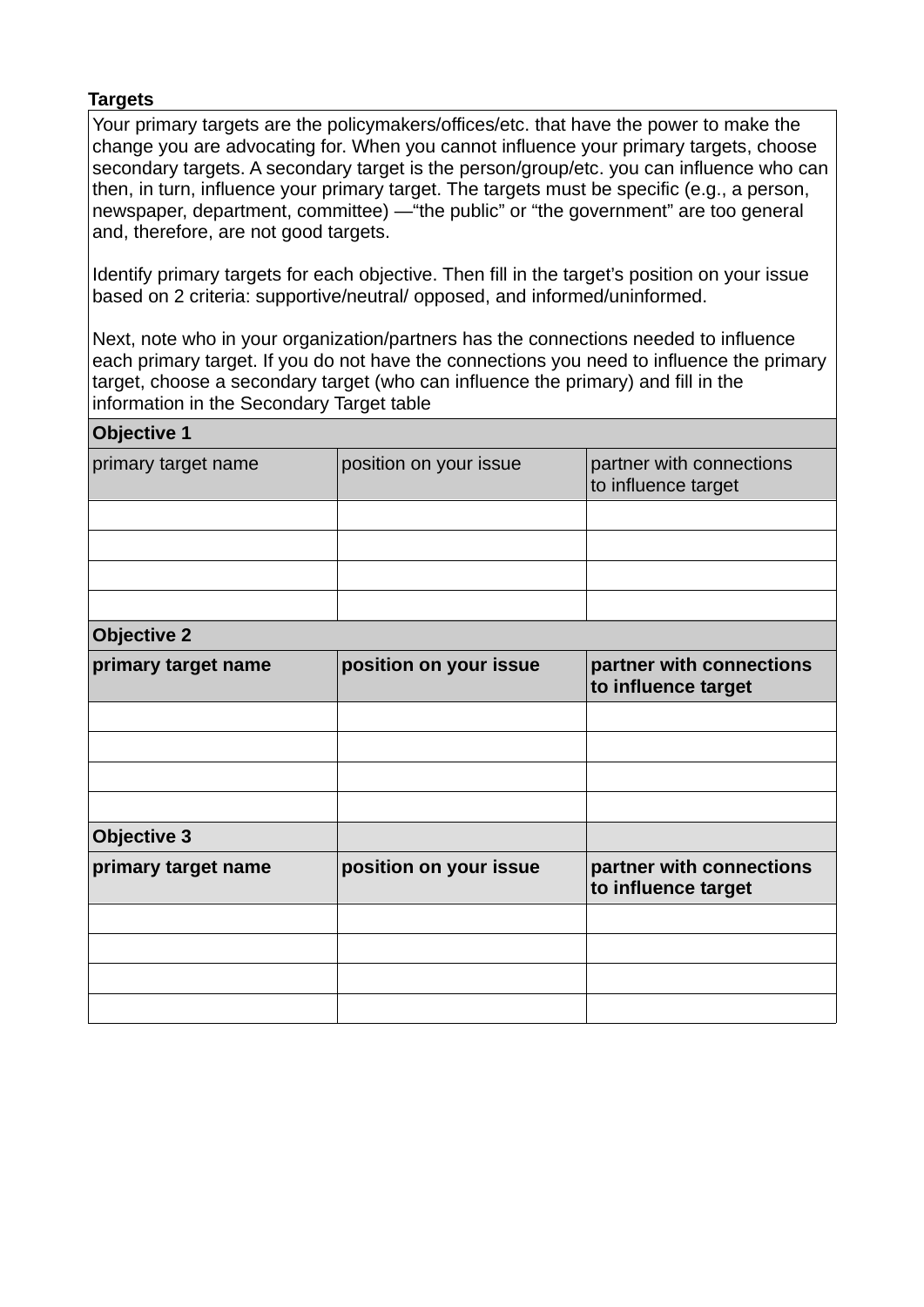**Targets**

Your primary targets are the policymakers/offices/etc. that have the power to make the change you are advocating for. When you cannot influence your primary targets, choose secondary targets. A secondary target is the person/group/etc. you can influence who can then, in turn, influence your primary target. The targets must be specific (e.g., a person, newspaper, department, committee) —"the public" or "the government" are too general and, therefore, are not good targets.

Identify primary targets for each objective. Then fill in the target's position on your issue based on 2 criteria: supportive/neutral/ opposed, and informed/uninformed.

Next, note who in your organization/partners has the connections needed to influence each primary target. If you do not have the connections you need to influence the primary target, choose a secondary target (who can influence the primary) and fill in the information in the Secondary Target table

| **Objective 1** | | |
|---|---|---|
| primary target name | position on your issue | partner with connections to influence target |
| | | |
| | | |
| | | |
| | | |
| **Objective 2** | | |
| **primary target name** | **position on your issue** | **partner with connections to influence target** |
| | | |
| | | |
| | | |
| | | |
| **Objective 3** | | |
| **primary target name** | **position on your issue** | **partner with connections to influence target** |
| | | |
| | | |
| | | |
| | | |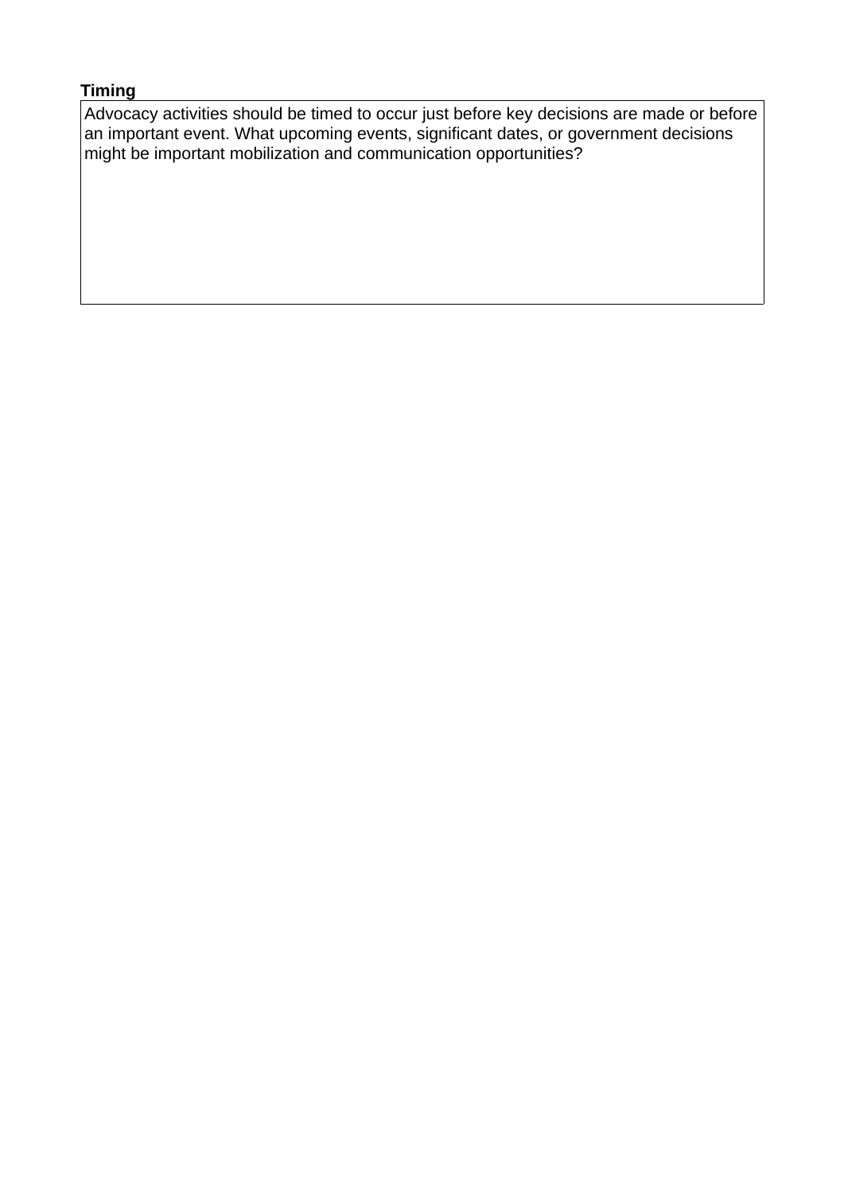**Timing**

| Advocacy activities should be timed to occur just before key decisions are made or before an important event. What upcoming events, significant dates, or government decisions might be important mobilization and communication opportunities? |
| --- |
| |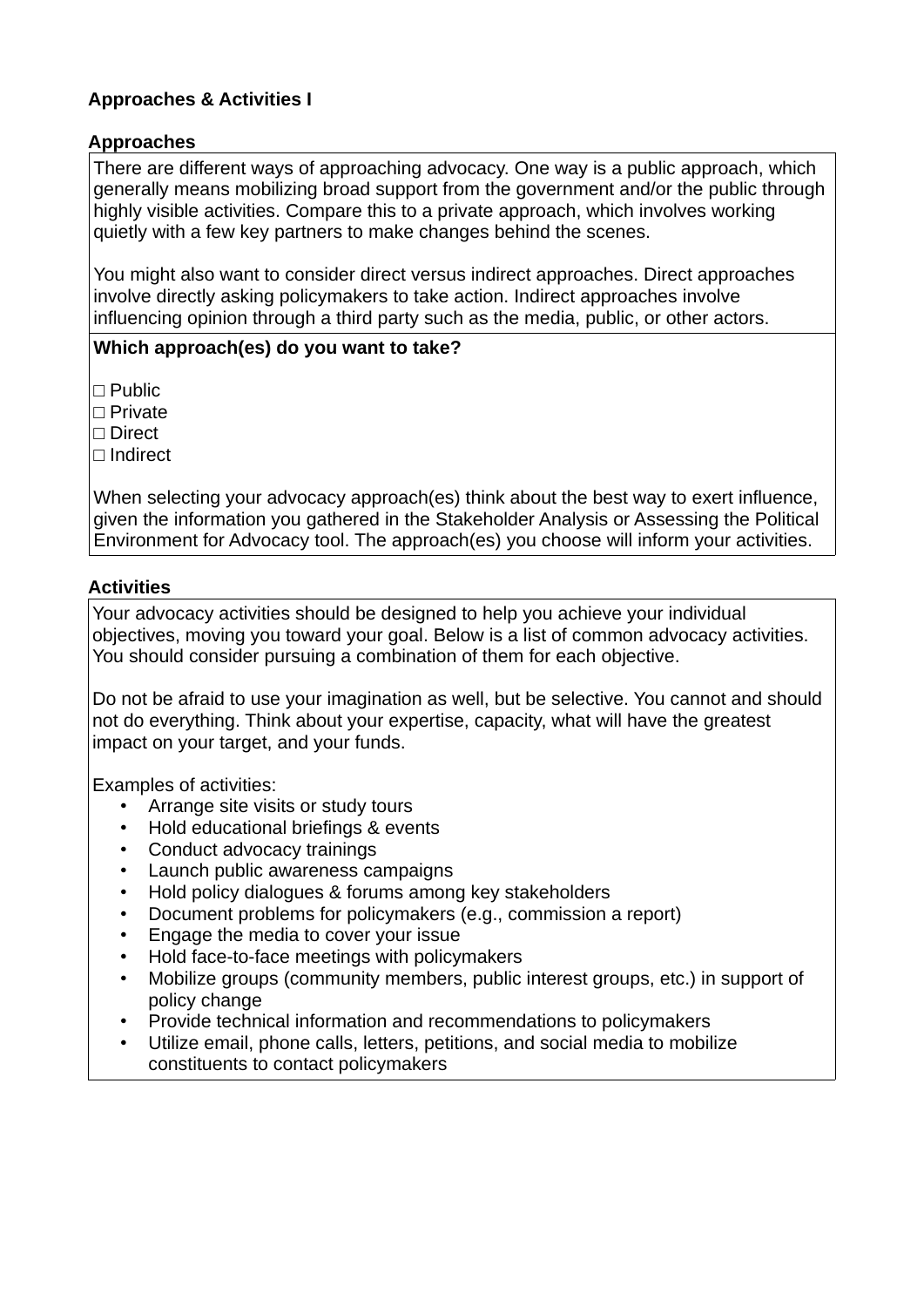**Approaches & Activities I**

**Approaches**

There are different ways of approaching advocacy. One way is a public approach, which generally means mobilizing broad support from the government and/or the public through highly visible activities. Compare this to a private approach, which involves working quietly with a few key partners to make changes behind the scenes.

You might also want to consider direct versus indirect approaches. Direct approaches involve directly asking policymakers to take action. Indirect approaches involve influencing opinion through a third party such as the media, public, or other actors.

**Which approach(es) do you want to take?**

□ Public
□ Private
□ Direct
□ Indirect

When selecting your advocacy approach(es) think about the best way to exert influence, given the information you gathered in the Stakeholder Analysis or Assessing the Political Environment for Advocacy tool. The approach(es) you choose will inform your activities.

**Activities**

Your advocacy activities should be designed to help you achieve your individual objectives, moving you toward your goal. Below is a list of common advocacy activities. You should consider pursuing a combination of them for each objective.

Do not be afraid to use your imagination as well, but be selective. You cannot and should not do everything. Think about your expertise, capacity, what will have the greatest impact on your target, and your funds.

Examples of activities:

- Arrange site visits or study tours
- Hold educational briefings & events
- Conduct advocacy trainings
- Launch public awareness campaigns
- Hold policy dialogues & forums among key stakeholders
- Document problems for policymakers (e.g., commission a report)
- Engage the media to cover your issue
- Hold face-to-face meetings with policymakers
- Mobilize groups (community members, public interest groups, etc.) in support of policy change
- Provide technical information and recommendations to policymakers
- Utilize email, phone calls, letters, petitions, and social media to mobilize constituents to contact policymakers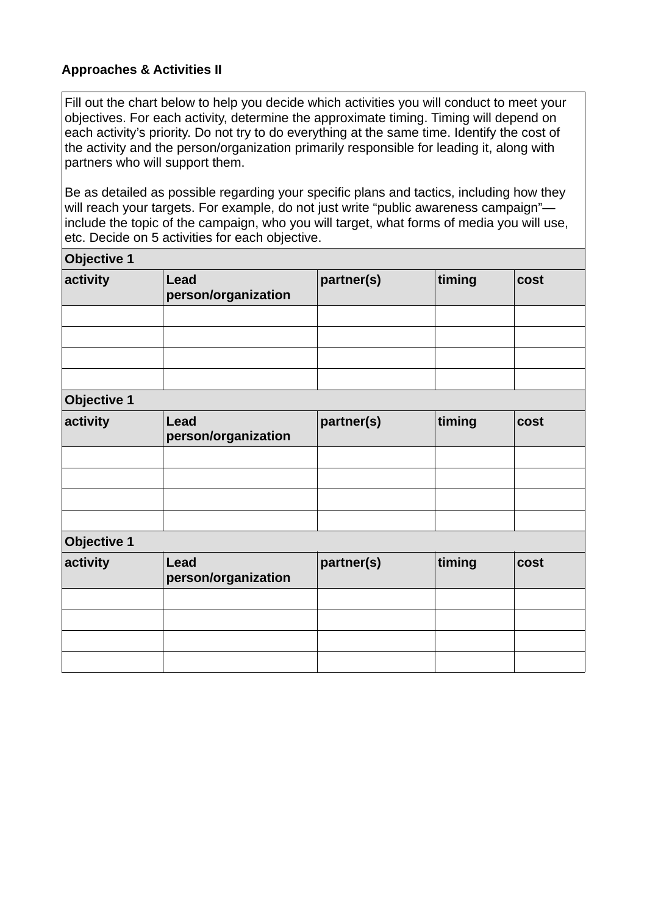**Approaches & Activities II**

Fill out the chart below to help you decide which activities you will conduct to meet your objectives. For each activity, determine the approximate timing. Timing will depend on each activity's priority. Do not try to do everything at the same time. Identify the cost of the activity and the person/organization primarily responsible for leading it, along with partners who will support them.

Be as detailed as possible regarding your specific plans and tactics, including how they will reach your targets. For example, do not just write "public awareness campaign"—include the topic of the campaign, who you will target, what forms of media you will use, etc. Decide on 5 activities for each objective.

| **Objective 1** | | | | |
|---|---|---|---|---|
| **activity** | **Lead person/organization** | **partner(s)** | **timing** | **cost** |
| | | | | |
| | | | | |
| | | | | |
| | | | | |

| **Objective 1** | | | | |
|---|---|---|---|---|
| **activity** | **Lead person/organization** | **partner(s)** | **timing** | **cost** |
| | | | | |
| | | | | |
| | | | | |
| | | | | |

| **Objective 1** | | | | |
|---|---|---|---|---|
| **activity** | **Lead person/organization** | **partner(s)** | **timing** | **cost** |
| | | | | |
| | | | | |
| | | | | |
| | | | | |